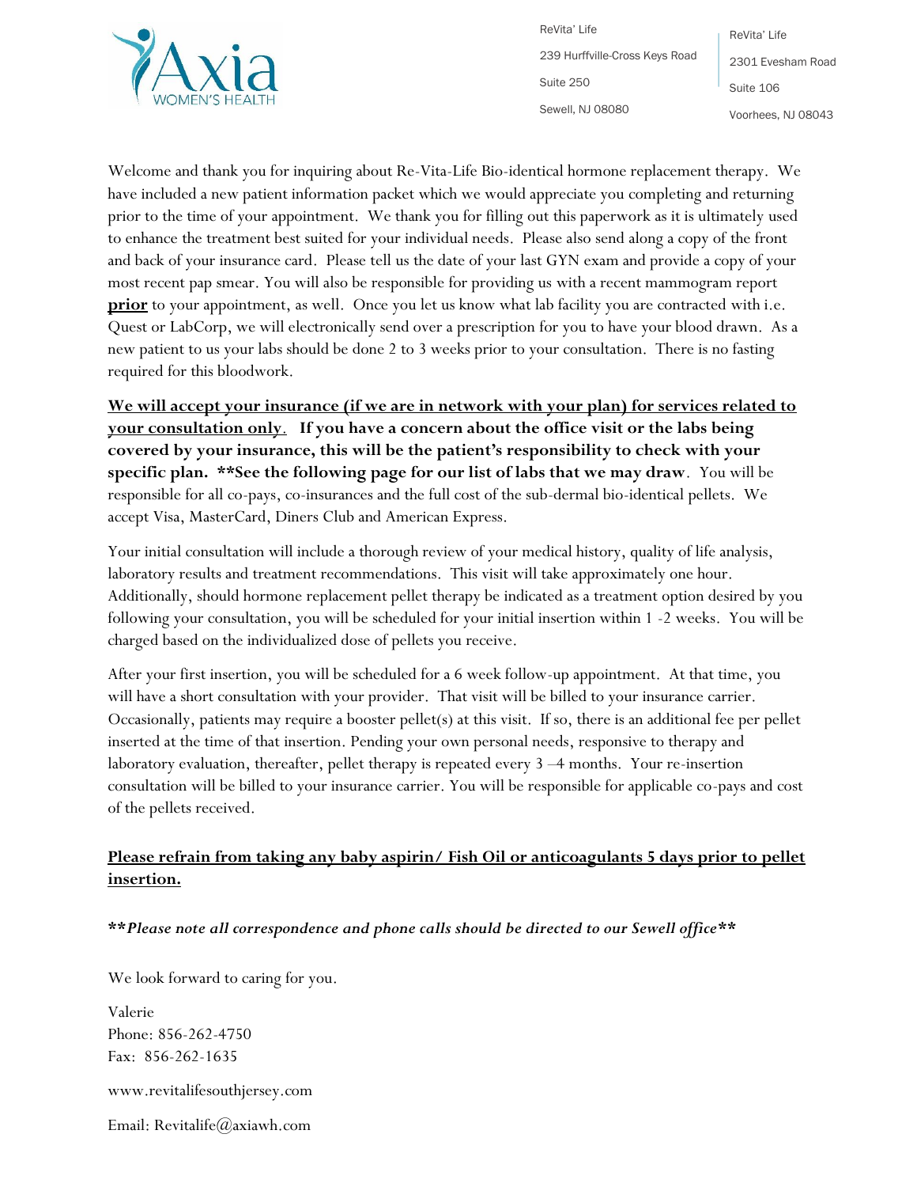Axia WOMEN'S HEALTH

ReVita' Life
239 Hurffville-Cross Keys Road
Suite 250
Sewell, NJ 08080

ReVita' Life
2301 Evesham Road
Suite 106
Voorhees, NJ 08043

Welcome and thank you for inquiring about Re-Vita-Life Bio-identical hormone replacement therapy. We have included a new patient information packet which we would appreciate you completing and returning prior to the time of your appointment. We thank you for filling out this paperwork as it is ultimately used to enhance the treatment best suited for your individual needs. Please also send along a copy of the front and back of your insurance card. Please tell us the date of your last GYN exam and provide a copy of your most recent pap smear. You will also be responsible for providing us with a recent mammogram report **<u>prior</u>** to your appointment, as well. Once you let us know what lab facility you are contracted with i.e. Quest or LabCorp, we will electronically send over a prescription for you to have your blood drawn. As a new patient to us your labs should be done 2 to 3 weeks prior to your consultation. There is no fasting required for this bloodwork.

**<u>We will accept your insurance (if we are in network with your plan) for services related to your consultation only</u>. If you have a concern about the office visit or the labs being covered by your insurance, this will be the patient's responsibility to check with your specific plan. \*\*See the following page for our list of labs that we may draw**. You will be responsible for all co-pays, co-insurances and the full cost of the sub-dermal bio-identical pellets. We accept Visa, MasterCard, Diners Club and American Express.

Your initial consultation will include a thorough review of your medical history, quality of life analysis, laboratory results and treatment recommendations. This visit will take approximately one hour. Additionally, should hormone replacement pellet therapy be indicated as a treatment option desired by you following your consultation, you will be scheduled for your initial insertion within 1 -2 weeks. You will be charged based on the individualized dose of pellets you receive.

After your first insertion, you will be scheduled for a 6 week follow-up appointment. At that time, you will have a short consultation with your provider. That visit will be billed to your insurance carrier. Occasionally, patients may require a booster pellet(s) at this visit. If so, there is an additional fee per pellet inserted at the time of that insertion. Pending your own personal needs, responsive to therapy and laboratory evaluation, thereafter, pellet therapy is repeated every 3 –4 months. Your re-insertion consultation will be billed to your insurance carrier. You will be responsible for applicable co-pays and cost of the pellets received.

**<u>Please refrain from taking any baby aspirin/ Fish Oil or anticoagulants 5 days prior to pellet insertion.</u>**

***\*\*Please note all correspondence and phone calls should be directed to our Sewell office\*\****

We look forward to caring for you.

Valerie
Phone: 856-262-4750
Fax: 856-262-1635

www.revitalifesouthjersey.com

Email: Revitalife@axiawh.com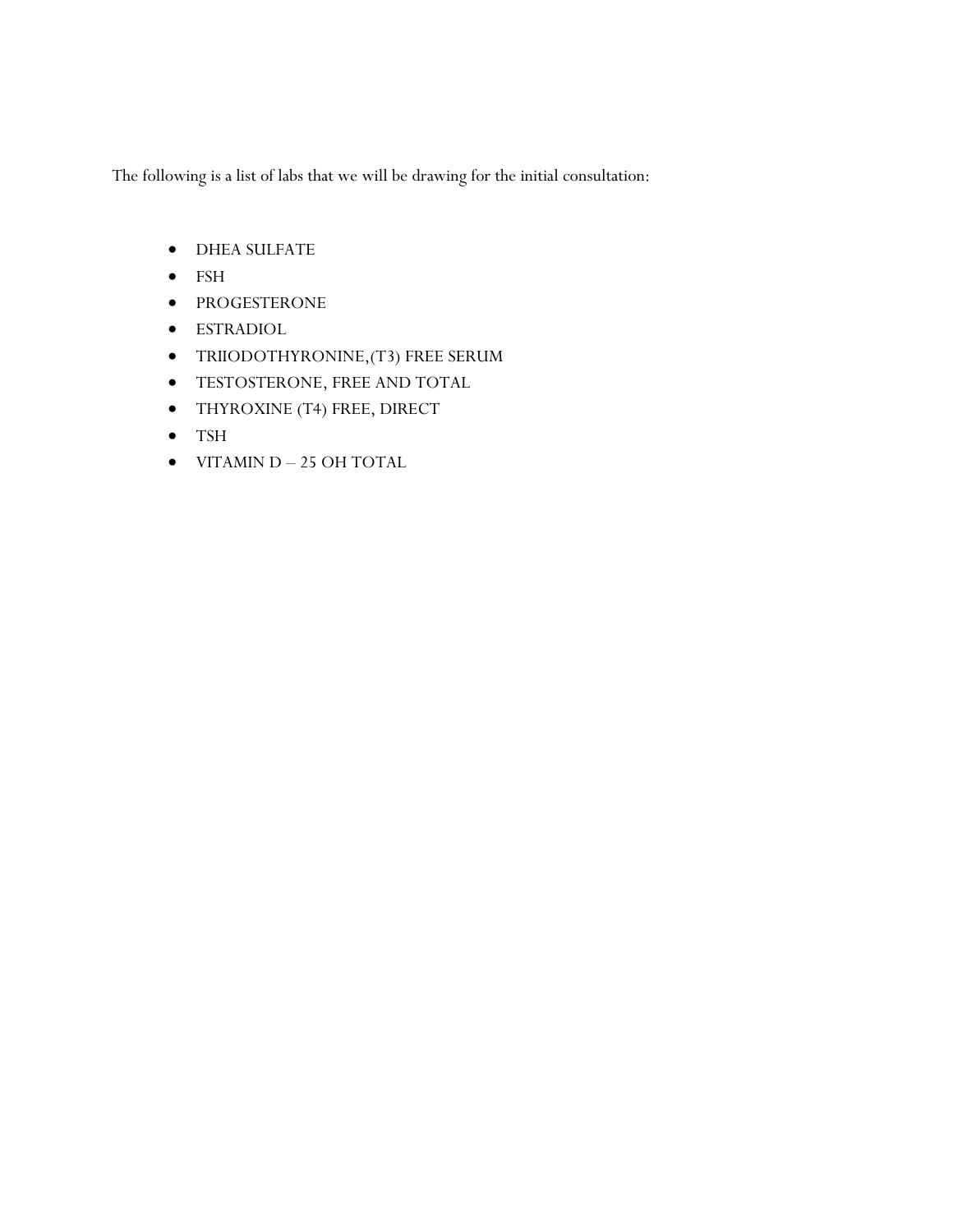The following is a list of labs that we will be drawing for the initial consultation:

- DHEA SULFATE
- FSH
- PROGESTERONE
- ESTRADIOL
- TRIIODOTHYRONINE,(T3) FREE SERUM
- TESTOSTERONE, FREE AND TOTAL
- THYROXINE (T4) FREE, DIRECT
- TSH
- VITAMIN D – 25 OH TOTAL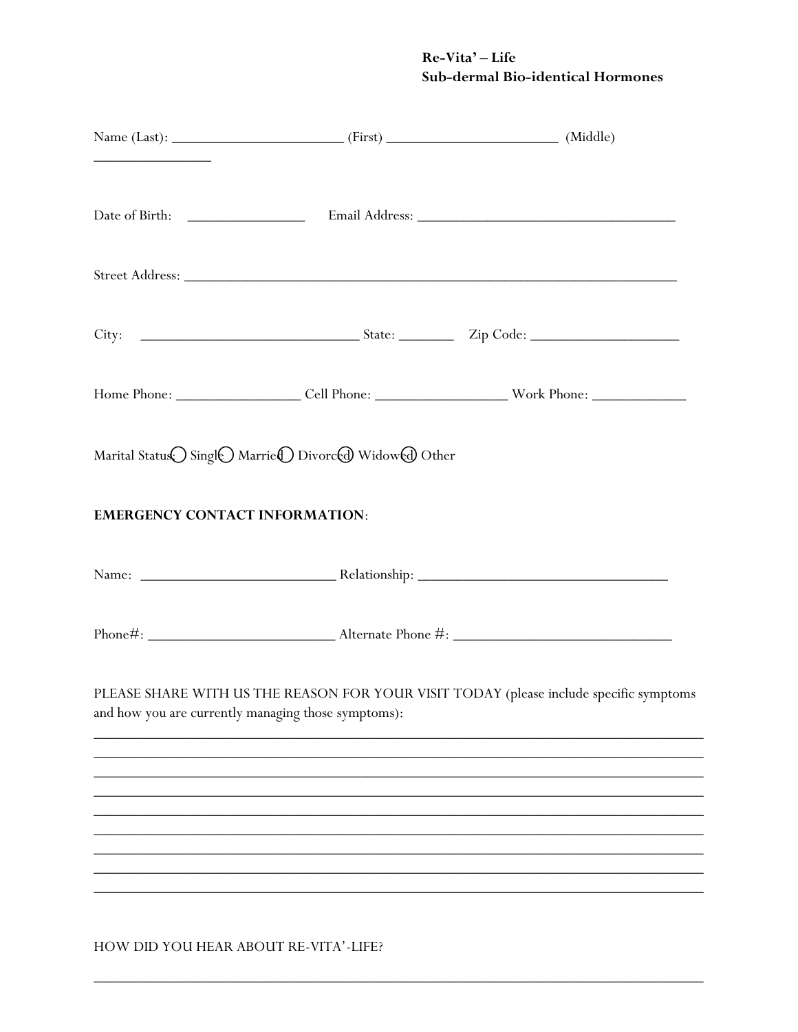**Re-Vita' – Life**
**Sub-dermal Bio-identical Hormones**

Name (Last): ______________________ (First) ______________________ (Middle) _______________

Date of Birth: _______________ Email Address: _________________________________

Street Address: _________________________________________________________________

City: ____________________________ State: _______ Zip Code: ___________________

Home Phone: ________________ Cell Phone: ________________ Work Phone: ____________

Marital Status: ○ Single ○ Married ○ Divorced ○ Widowed ○ Other

**EMERGENCY CONTACT INFORMATION**:

Name: _________________________ Relationship: ________________________________

Phone#: ________________________ Alternate Phone #: ____________________________

PLEASE SHARE WITH US THE REASON FOR YOUR VISIT TODAY (please include specific symptoms and how you are currently managing those symptoms):

_______________________________________________________________________________

_______________________________________________________________________________

_______________________________________________________________________________

_______________________________________________________________________________

_______________________________________________________________________________

_______________________________________________________________________________

_______________________________________________________________________________

_______________________________________________________________________________

_______________________________________________________________________________

HOW DID YOU HEAR ABOUT RE-VITA'-LIFE?

_______________________________________________________________________________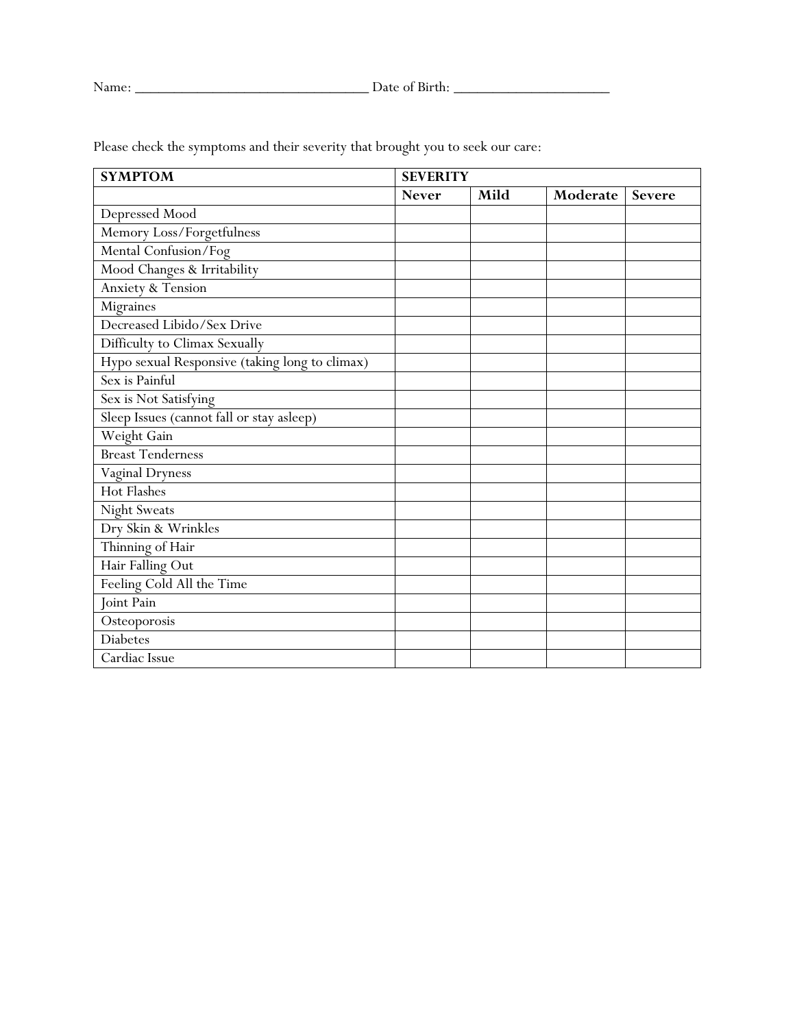Name: ________________________________ Date of Birth: _____________________

Please check the symptoms and their severity that brought you to seek our care:

| **SYMPTOM** | **SEVERITY** | | | |
|---|---|---|---|---|
| | **Never** | **Mild** | **Moderate** | **Severe** |
| Depressed Mood | | | | |
| Memory Loss/Forgetfulness | | | | |
| Mental Confusion/Fog | | | | |
| Mood Changes & Irritability | | | | |
| Anxiety & Tension | | | | |
| Migraines | | | | |
| Decreased Libido/Sex Drive | | | | |
| Difficulty to Climax Sexually | | | | |
| Hypo sexual Responsive (taking long to climax) | | | | |
| Sex is Painful | | | | |
| Sex is Not Satisfying | | | | |
| Sleep Issues (cannot fall or stay asleep) | | | | |
| Weight Gain | | | | |
| Breast Tenderness | | | | |
| Vaginal Dryness | | | | |
| Hot Flashes | | | | |
| Night Sweats | | | | |
| Dry Skin & Wrinkles | | | | |
| Thinning of Hair | | | | |
| Hair Falling Out | | | | |
| Feeling Cold All the Time | | | | |
| Joint Pain | | | | |
| Osteoporosis | | | | |
| Diabetes | | | | |
| Cardiac Issue | | | | |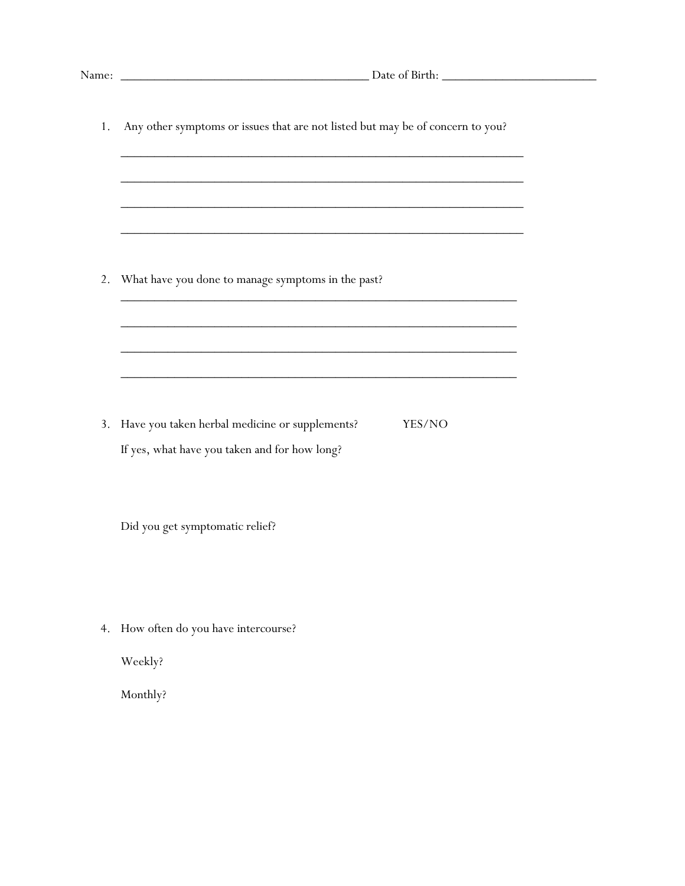Name: ______________________________________ Date of Birth: ________________________

1. Any other symptoms or issues that are not listed but may be of concern to you?

   ______________________________________________________________

   ______________________________________________________________

   ______________________________________________________________

   ______________________________________________________________

2. What have you done to manage symptoms in the past?

   ______________________________________________________________

   ______________________________________________________________

   ______________________________________________________________

   ______________________________________________________________

3. Have you taken herbal medicine or supplements? YES/NO

   If yes, what have you taken and for how long?

   Did you get symptomatic relief?

4. How often do you have intercourse?

   Weekly?

   Monthly?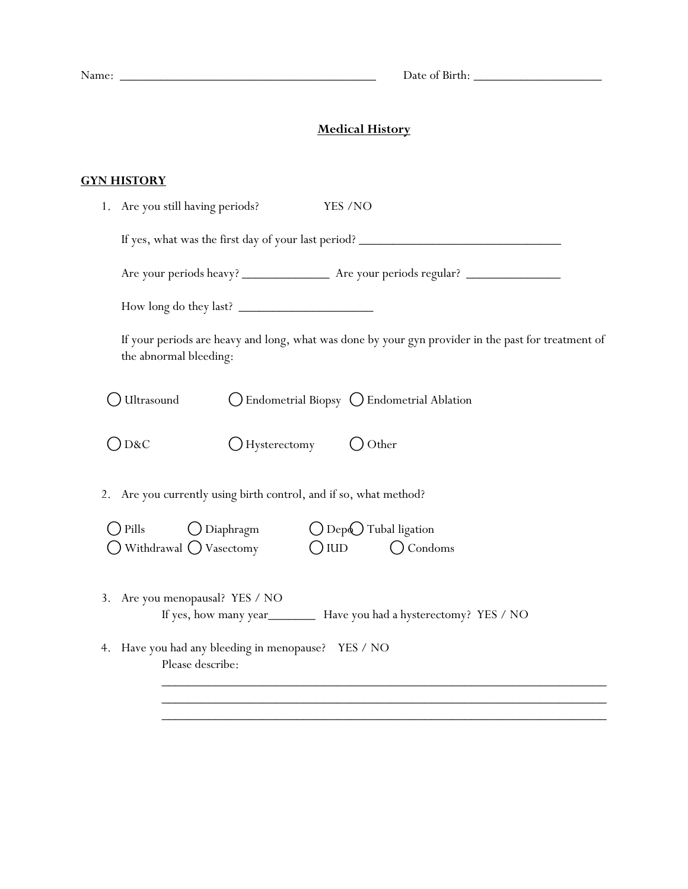Name: ________________________________________ Date of Birth: ____________________

## Medical History

### GYN HISTORY

1. Are you still having periods? YES /NO

   If yes, what was the first day of your last period? ______________________________

   Are your periods heavy? _____________ Are your periods regular? ______________

   How long do they last? ____________________

   If your periods are heavy and long, what was done by your gyn provider in the past for treatment of the abnormal bleeding:

   ◯ Ultrasound ◯ Endometrial Biopsy ◯ Endometrial Ablation

   ◯ D&C ◯ Hysterectomy ◯ Other

2. Are you currently using birth control, and if so, what method?

   ◯ Pills ◯ Diaphragm ◯ Depo ◯ Tubal ligation
   ◯ Withdrawal ◯ Vasectomy ◯ IUD ◯ Condoms

3. Are you menopausal? YES / NO
   If yes, how many year_______ Have you had a hysterectomy? YES / NO

4. Have you had any bleeding in menopause? YES / NO
   Please describe:
   ________________________________________________________________
   ________________________________________________________________
   ________________________________________________________________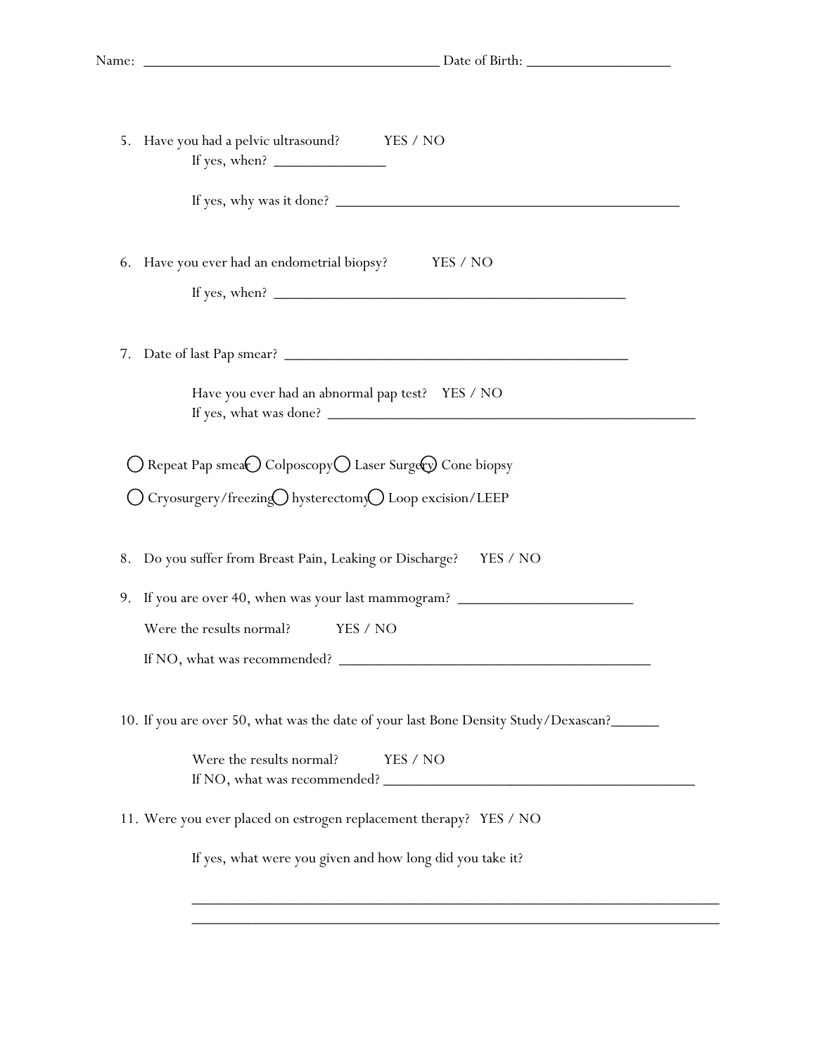Name: ______________________________________ Date of Birth: __________________

5. Have you had a pelvic ultrasound? YES / NO

   If yes, when? ______________

   If yes, why was it done? ____________________________________________

6. Have you ever had an endometrial biopsy? YES / NO

   If yes, when? ____________________________________________

7. Date of last Pap smear? ____________________________________________

   Have you ever had an abnormal pap test? YES / NO

   If yes, what was done? ____________________________________________

◯ Repeat Pap smear ◯ Colposcopy ◯ Laser Surgery ◯ Cone biopsy

◯ Cryosurgery/freezing ◯ hysterectomy ◯ Loop excision/LEEP

8. Do you suffer from Breast Pain, Leaking or Discharge? YES / NO

9. If you are over 40, when was your last mammogram? ______________________

   Were the results normal? YES / NO

   If NO, what was recommended? ________________________________________

10. If you are over 50, what was the date of your last Bone Density Study/Dexascan?______

    Were the results normal? YES / NO

    If NO, what was recommended? ________________________________________

11. Were you ever placed on estrogen replacement therapy? YES / NO

    If yes, what were you given and how long did you take it?

    ____________________________________________________________________

    ____________________________________________________________________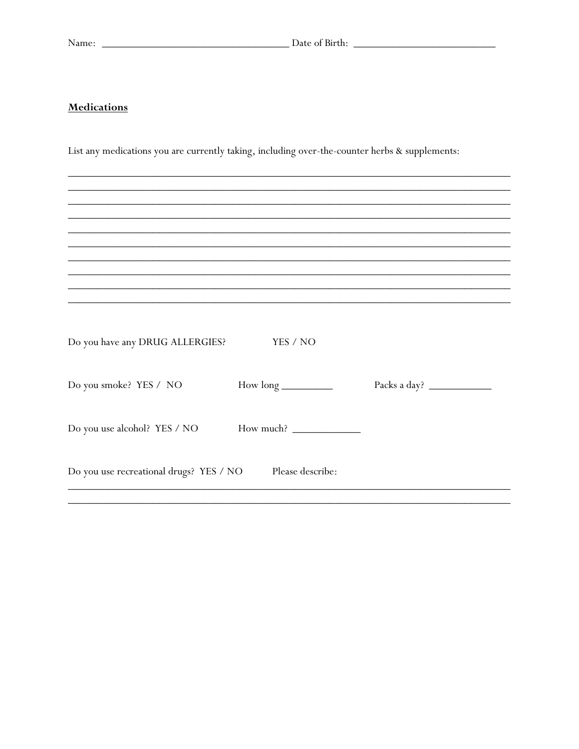Name: ___________________________________ Date of Birth: __________________________

**Medications**

List any medications you are currently taking, including over-the-counter herbs & supplements:

_________________________________________________________________________________
_________________________________________________________________________________
_________________________________________________________________________________
_________________________________________________________________________________
_________________________________________________________________________________
_________________________________________________________________________________
_________________________________________________________________________________
_________________________________________________________________________________
_________________________________________________________________________________
_________________________________________________________________________________

Do you have any DRUG ALLERGIES? YES / NO

Do you smoke? YES / NO How long _________ Packs a day? ___________

Do you use alcohol? YES / NO How much? ____________

Do you use recreational drugs? YES / NO Please describe:

_________________________________________________________________________________
_________________________________________________________________________________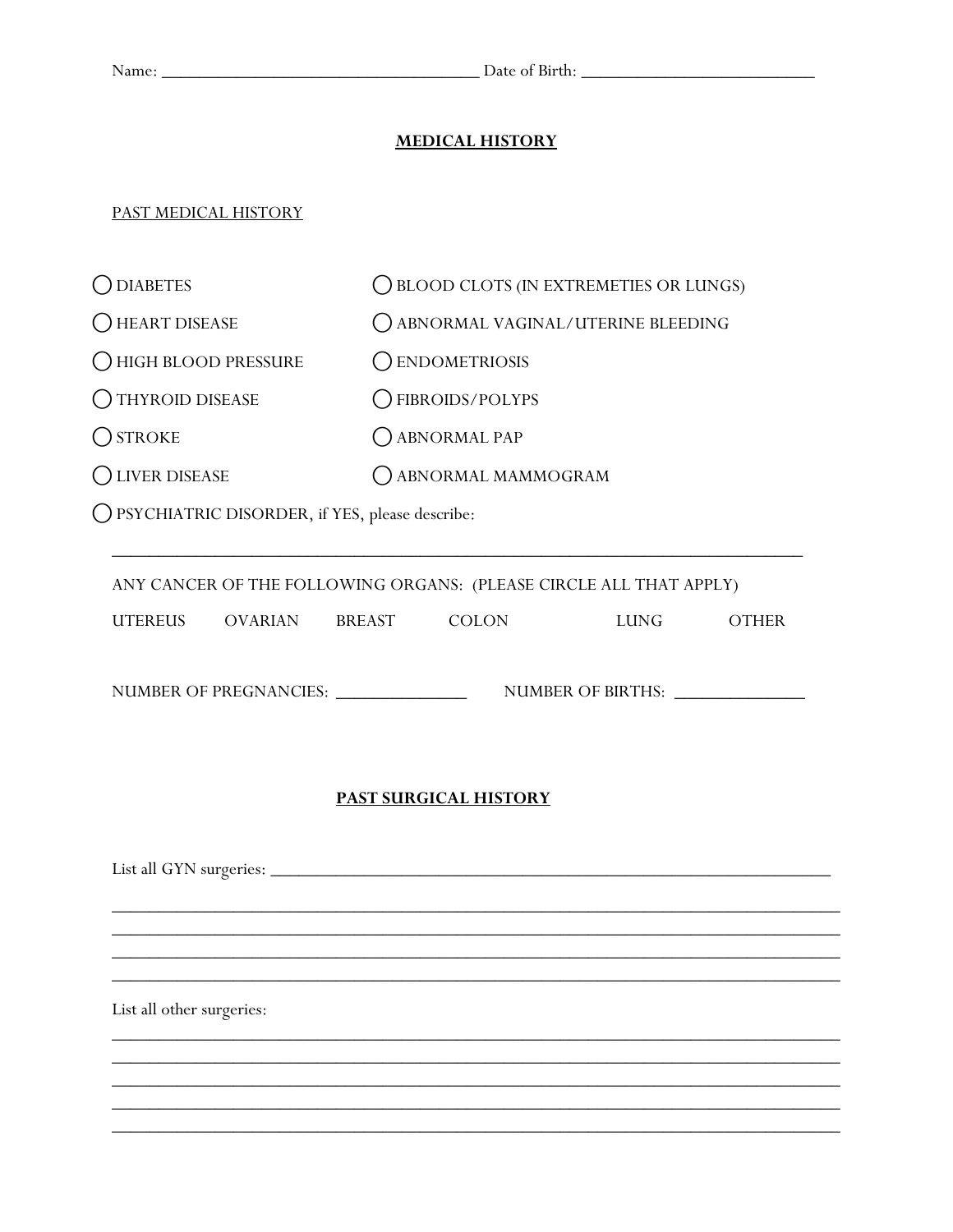Name: ___________________________________ Date of Birth: _________________________

## MEDICAL HISTORY

PAST MEDICAL HISTORY

- ◯ DIABETES
- ◯ HEART DISEASE
- ◯ HIGH BLOOD PRESSURE
- ◯ THYROID DISEASE
- ◯ STROKE
- ◯ LIVER DISEASE
- ◯ BLOOD CLOTS (IN EXTREMETIES OR LUNGS)
- ◯ ABNORMAL VAGINAL/UTERINE BLEEDING
- ◯ ENDOMETRIOSIS
- ◯ FIBROIDS/POLYPS
- ◯ ABNORMAL PAP
- ◯ ABNORMAL MAMMOGRAM
- ◯ PSYCHIATRIC DISORDER, if YES, please describe:

_____________________________________________________________________________

ANY CANCER OF THE FOLLOWING ORGANS: (PLEASE CIRCLE ALL THAT APPLY)

UTEREUS OVARIAN BREAST COLON LUNG OTHER

NUMBER OF PREGNANCIES: ______________ NUMBER OF BIRTHS: ______________

## PAST SURGICAL HISTORY

List all GYN surgeries: _______________________________________________________________

_______________________________________________________________________________

_______________________________________________________________________________

_______________________________________________________________________________

_______________________________________________________________________________

List all other surgeries:

_______________________________________________________________________________

_______________________________________________________________________________

_______________________________________________________________________________

_______________________________________________________________________________

_______________________________________________________________________________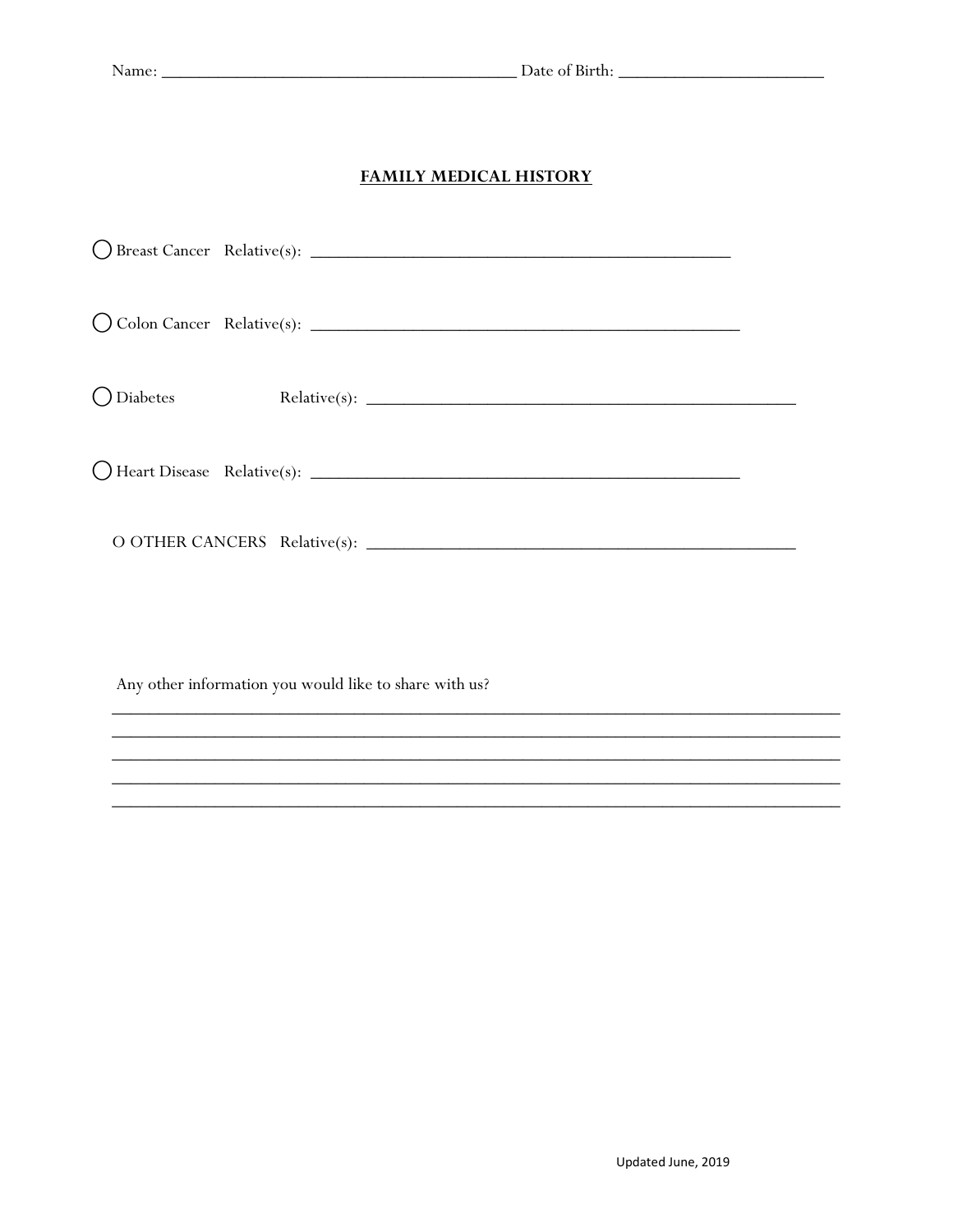Name: ______________________________________ Date of Birth: ______________________

## FAMILY MEDICAL HISTORY

◯ Breast Cancer Relative(s): ____________________________________________

◯ Colon Cancer Relative(s): _____________________________________________

◯ Diabetes Relative(s): _____________________________________________

◯ Heart Disease Relative(s): _____________________________________________

O OTHER CANCERS Relative(s): _____________________________________________

Any other information you would like to share with us?

______________________________________________________________________________
______________________________________________________________________________
______________________________________________________________________________
______________________________________________________________________________
______________________________________________________________________________

Updated June, 2019